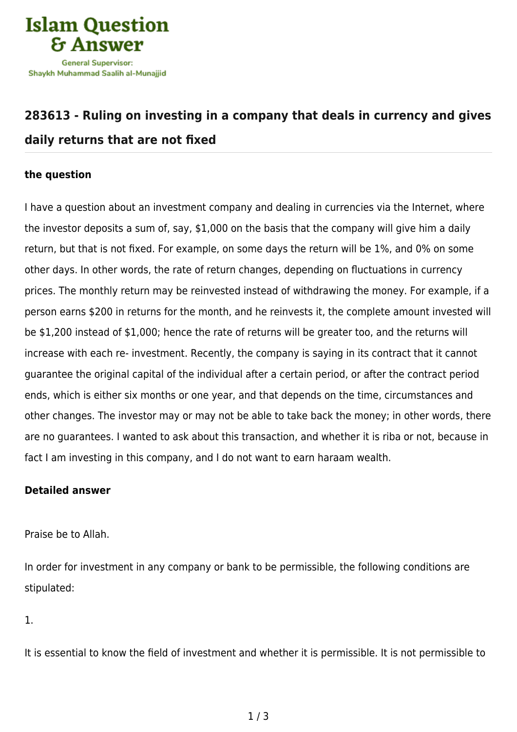## 283613 - Ruling on investing in a company that deals in currency and gives daily returns that are not fixed

### the question

I have a question about an investment company and dealing in currencies via the Internet, where the investor deposits a sum of, say, $1,000 on the basis that the company will give him a daily return, but that is not fixed. For example, on some days the return will be 1%, and 0% on some other days. In other words, the rate of return changes, depending on fluctuations in currency prices. The monthly return may be reinvested instead of withdrawing the money. For example, if a person earns $200 in returns for the month, and he reinvests it, the complete amount invested will be $1,200 instead of $1,000; hence the rate of returns will be greater too, and the returns will increase with each re- investment. Recently, the company is saying in its contract that it cannot guarantee the original capital of the individual after a certain period, or after the contract period ends, which is either six months or one year, and that depends on the time, circumstances and other changes. The investor may or may not be able to take back the money; in other words, there are no guarantees. I wanted to ask about this transaction, and whether it is riba or not, because in fact I am investing in this company, and I do not want to earn haraam wealth.

### Detailed answer

Praise be to Allah.

In order for investment in any company or bank to be permissible, the following conditions are stipulated:

1.

It is essential to know the field of investment and whether it is permissible. It is not permissible to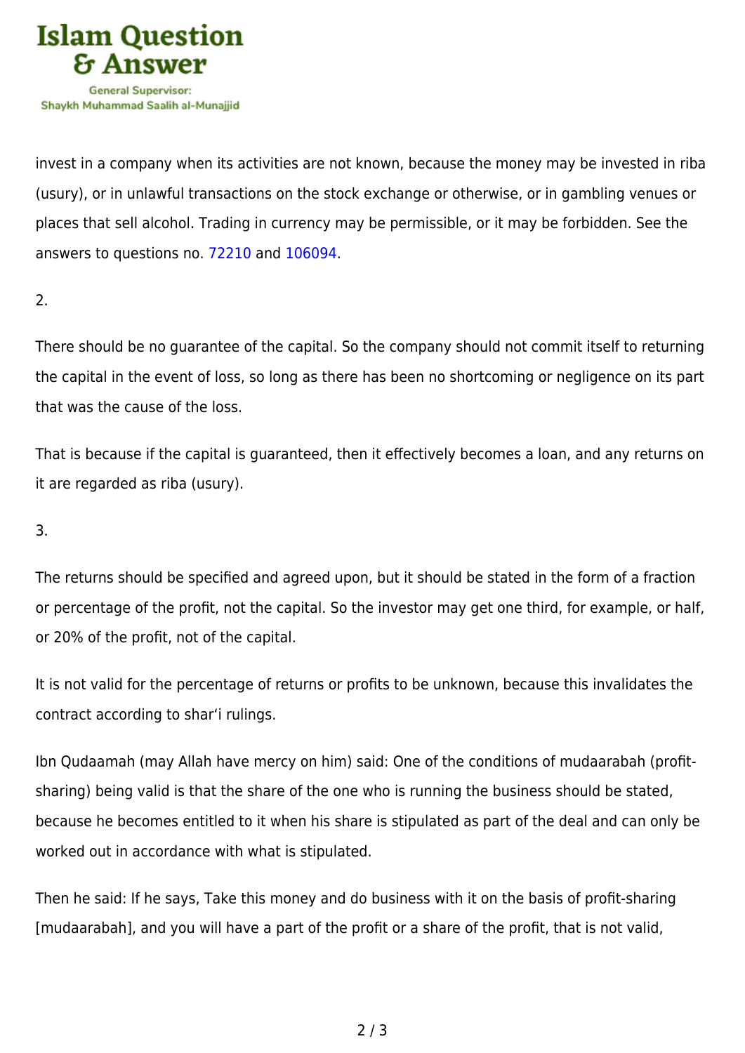invest in a company when its activities are not known, because the money may be invested in riba (usury), or in unlawful transactions on the stock exchange or otherwise, or in gambling venues or places that sell alcohol. Trading in currency may be permissible, or it may be forbidden. See the answers to questions no. 72210 and 106094.

2.

There should be no guarantee of the capital. So the company should not commit itself to returning the capital in the event of loss, so long as there has been no shortcoming or negligence on its part that was the cause of the loss.

That is because if the capital is guaranteed, then it effectively becomes a loan, and any returns on it are regarded as riba (usury).

3.

The returns should be specified and agreed upon, but it should be stated in the form of a fraction or percentage of the profit, not the capital. So the investor may get one third, for example, or half, or 20% of the profit, not of the capital.

It is not valid for the percentage of returns or profits to be unknown, because this invalidates the contract according to shar'i rulings.

Ibn Qudaamah (may Allah have mercy on him) said: One of the conditions of mudaarabah (profit-sharing) being valid is that the share of the one who is running the business should be stated, because he becomes entitled to it when his share is stipulated as part of the deal and can only be worked out in accordance with what is stipulated.

Then he said: If he says, Take this money and do business with it on the basis of profit-sharing [mudaarabah], and you will have a part of the profit or a share of the profit, that is not valid,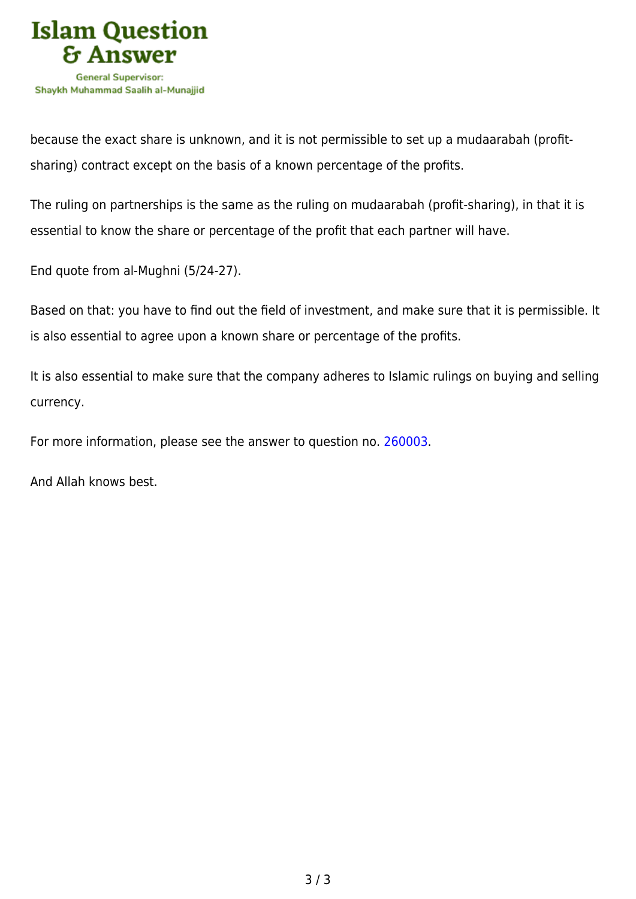because the exact share is unknown, and it is not permissible to set up a mudaarabah (profit-sharing) contract except on the basis of a known percentage of the profits.

The ruling on partnerships is the same as the ruling on mudaarabah (profit-sharing), in that it is essential to know the share or percentage of the profit that each partner will have.

End quote from al-Mughni (5/24-27).

Based on that: you have to find out the field of investment, and make sure that it is permissible. It is also essential to agree upon a known share or percentage of the profits.

It is also essential to make sure that the company adheres to Islamic rulings on buying and selling currency.

For more information, please see the answer to question no. 260003.

And Allah knows best.